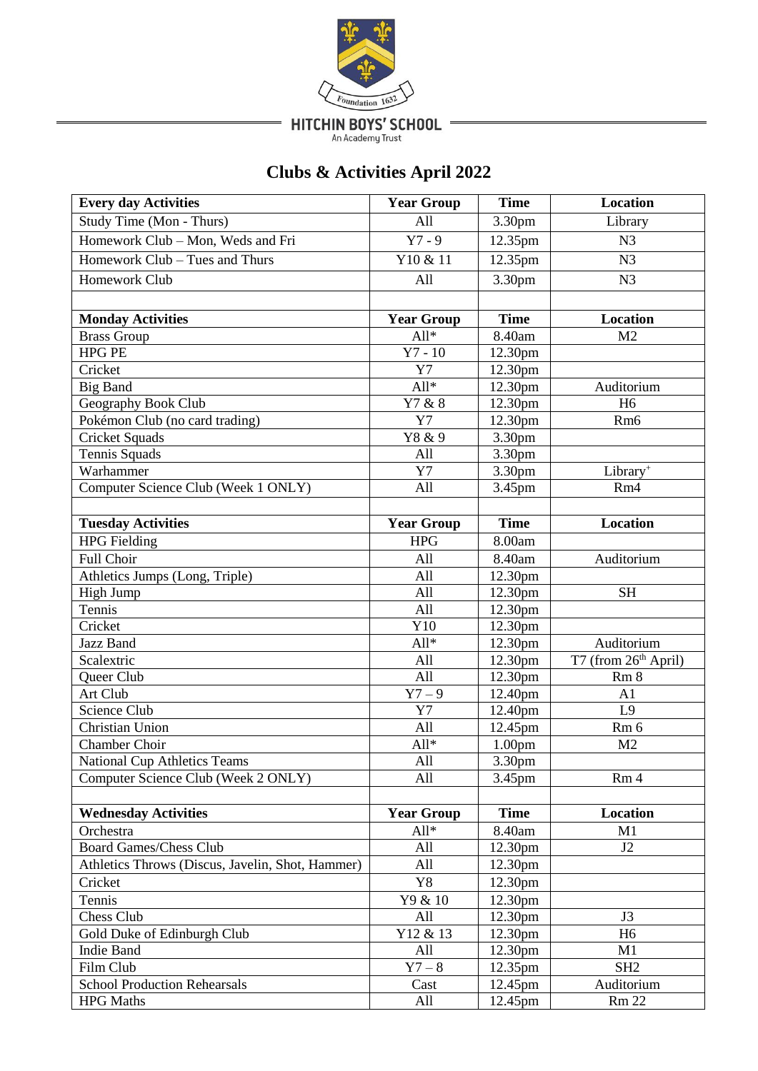HITCHIN BOYS' SCHOOL
An Academy Trust

# Clubs & Activities April 2022

| Every day Activities | Year Group | Time | Location |
|---|---|---|---|
| Study Time (Mon - Thurs) | All | 3.30pm | Library |
| Homework Club – Mon, Weds and Fri | Y7 - 9 | 12.35pm | N3 |
| Homework Club – Tues and Thurs | Y10 & 11 | 12.35pm | N3 |
| Homework Club | All | 3.30pm | N3 |
| | | | |
| **Monday Activities** | **Year Group** | **Time** | **Location** |
| Brass Group | All* | 8.40am | M2 |
| HPG PE | Y7 - 10 | 12.30pm | |
| Cricket | Y7 | 12.30pm | |
| Big Band | All* | 12.30pm | Auditorium |
| Geography Book Club | Y7 & 8 | 12.30pm | H6 |
| Pokémon Club (no card trading) | Y7 | 12.30pm | Rm6 |
| Cricket Squads | Y8 & 9 | 3.30pm | |
| Tennis Squads | All | 3.30pm | |
| Warhammer | Y7 | 3.30pm | Library+ |
| Computer Science Club (Week 1 ONLY) | All | 3.45pm | Rm4 |
| | | | |
| **Tuesday Activities** | **Year Group** | **Time** | **Location** |
| HPG Fielding | HPG | 8.00am | |
| Full Choir | All | 8.40am | Auditorium |
| Athletics Jumps (Long, Triple) | All | 12.30pm | |
| High Jump | All | 12.30pm | SH |
| Tennis | All | 12.30pm | |
| Cricket | Y10 | 12.30pm | |
| Jazz Band | All* | 12.30pm | Auditorium |
| Scalextric | All | 12.30pm | T7 (from 26th April) |
| Queer Club | All | 12.30pm | Rm 8 |
| Art Club | Y7 – 9 | 12.40pm | A1 |
| Science Club | Y7 | 12.40pm | L9 |
| Christian Union | All | 12.45pm | Rm 6 |
| Chamber Choir | All* | 1.00pm | M2 |
| National Cup Athletics Teams | All | 3.30pm | |
| Computer Science Club (Week 2 ONLY) | All | 3.45pm | Rm 4 |
| | | | |
| **Wednesday Activities** | **Year Group** | **Time** | **Location** |
| Orchestra | All* | 8.40am | M1 |
| Board Games/Chess Club | All | 12.30pm | J2 |
| Athletics Throws (Discus, Javelin, Shot, Hammer) | All | 12.30pm | |
| Cricket | Y8 | 12.30pm | |
| Tennis | Y9 & 10 | 12.30pm | |
| Chess Club | All | 12.30pm | J3 |
| Gold Duke of Edinburgh Club | Y12 & 13 | 12.30pm | H6 |
| Indie Band | All | 12.30pm | M1 |
| Film Club | Y7 – 8 | 12.35pm | SH2 |
| School Production Rehearsals | Cast | 12.45pm | Auditorium |
| HPG Maths | All | 12.45pm | Rm 22 |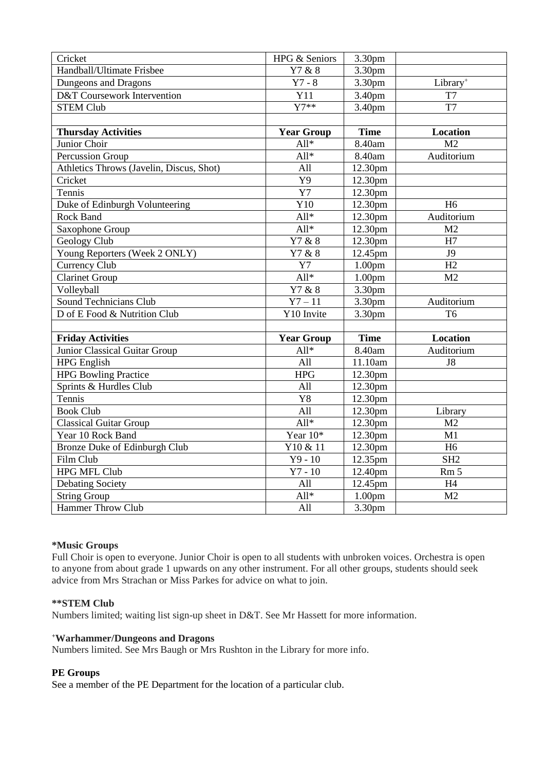| | | | |
|---|---|---|---|
| Cricket | HPG & Seniors | 3.30pm | |
| Handball/Ultimate Frisbee | Y7 & 8 | 3.30pm | |
| Dungeons and Dragons | Y7 - 8 | 3.30pm | Library+ |
| D&T Coursework Intervention | Y11 | 3.40pm | T7 |
| STEM Club | Y7** | 3.40pm | T7 |
| | | | |
| **Thursday Activities** | **Year Group** | **Time** | **Location** |
| Junior Choir | All* | 8.40am | M2 |
| Percussion Group | All* | 8.40am | Auditorium |
| Athletics Throws (Javelin, Discus, Shot) | All | 12.30pm | |
| Cricket | Y9 | 12.30pm | |
| Tennis | Y7 | 12.30pm | |
| Duke of Edinburgh Volunteering | Y10 | 12.30pm | H6 |
| Rock Band | All* | 12.30pm | Auditorium |
| Saxophone Group | All* | 12.30pm | M2 |
| Geology Club | Y7 & 8 | 12.30pm | H7 |
| Young Reporters (Week 2 ONLY) | Y7 & 8 | 12.45pm | J9 |
| Currency Club | Y7 | 1.00pm | H2 |
| Clarinet Group | All* | 1.00pm | M2 |
| Volleyball | Y7 & 8 | 3.30pm | |
| Sound Technicians Club | Y7 – 11 | 3.30pm | Auditorium |
| D of E Food & Nutrition Club | Y10 Invite | 3.30pm | T6 |
| | | | |
| **Friday Activities** | **Year Group** | **Time** | **Location** |
| Junior Classical Guitar Group | All* | 8.40am | Auditorium |
| HPG English | All | 11.10am | J8 |
| HPG Bowling Practice | HPG | 12.30pm | |
| Sprints & Hurdles Club | All | 12.30pm | |
| Tennis | Y8 | 12.30pm | |
| Book Club | All | 12.30pm | Library |
| Classical Guitar Group | All* | 12.30pm | M2 |
| Year 10 Rock Band | Year 10* | 12.30pm | M1 |
| Bronze Duke of Edinburgh Club | Y10 & 11 | 12.30pm | H6 |
| Film Club | Y9 - 10 | 12.35pm | SH2 |
| HPG MFL Club | Y7 - 10 | 12.40pm | Rm 5 |
| Debating Society | All | 12.45pm | H4 |
| String Group | All* | 1.00pm | M2 |
| Hammer Throw Club | All | 3.30pm | |

**\*Music Groups**

Full Choir is open to everyone. Junior Choir is open to all students with unbroken voices. Orchestra is open to anyone from about grade 1 upwards on any other instrument. For all other groups, students should seek advice from Mrs Strachan or Miss Parkes for advice on what to join.

**\*\*STEM Club**

Numbers limited; waiting list sign-up sheet in D&T. See Mr Hassett for more information.

**+Warhammer/Dungeons and Dragons**

Numbers limited. See Mrs Baugh or Mrs Rushton in the Library for more info.

**PE Groups**

See a member of the PE Department for the location of a particular club.